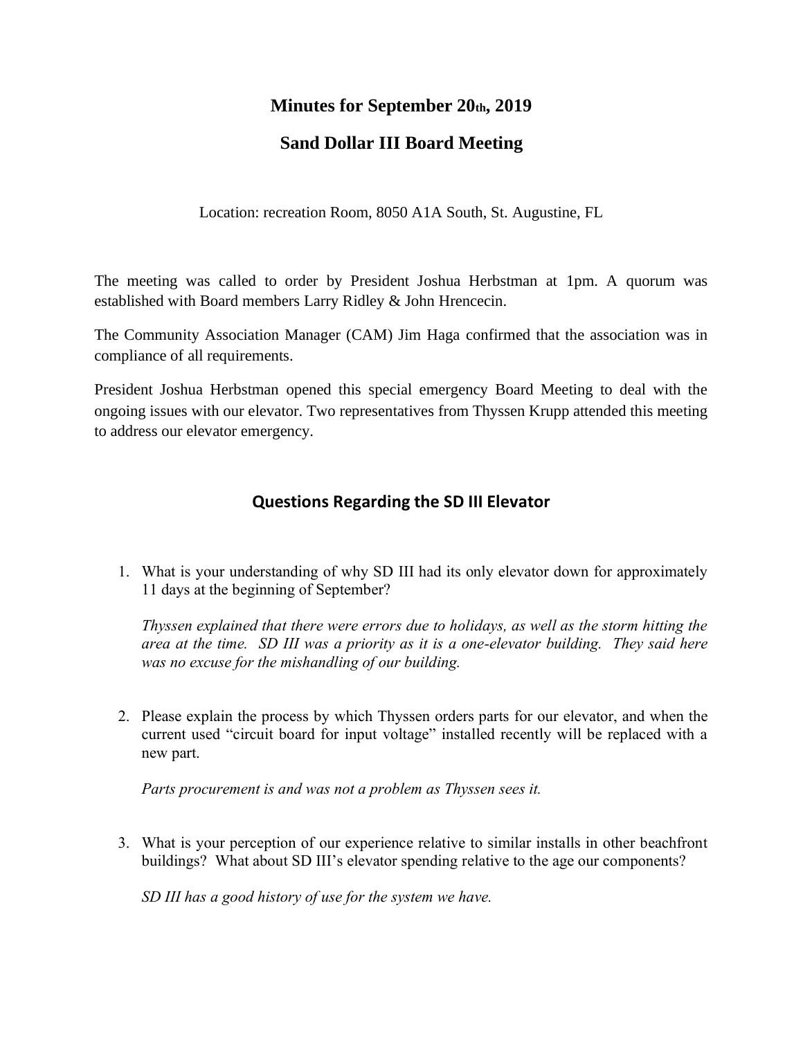# Minutes for September 20th, 2019

# Sand Dollar III Board Meeting

Location: recreation Room, 8050 A1A South, St. Augustine, FL

The meeting was called to order by President Joshua Herbstman at 1pm. A quorum was established with Board members Larry Ridley & John Hrencecin.

The Community Association Manager (CAM) Jim Haga confirmed that the association was in compliance of all requirements.

President Joshua Herbstman opened this special emergency Board Meeting to deal with the ongoing issues with our elevator. Two representatives from Thyssen Krupp attended this meeting to address our elevator emergency.

## Questions Regarding the SD III Elevator

1. What is your understanding of why SD III had its only elevator down for approximately 11 days at the beginning of September?

   *Thyssen explained that there were errors due to holidays, as well as the storm hitting the area at the time. SD III was a priority as it is a one-elevator building. They said here was no excuse for the mishandling of our building.*

2. Please explain the process by which Thyssen orders parts for our elevator, and when the current used "circuit board for input voltage" installed recently will be replaced with a new part.

   *Parts procurement is and was not a problem as Thyssen sees it.*

3. What is your perception of our experience relative to similar installs in other beachfront buildings? What about SD III's elevator spending relative to the age our components?

   *SD III has a good history of use for the system we have.*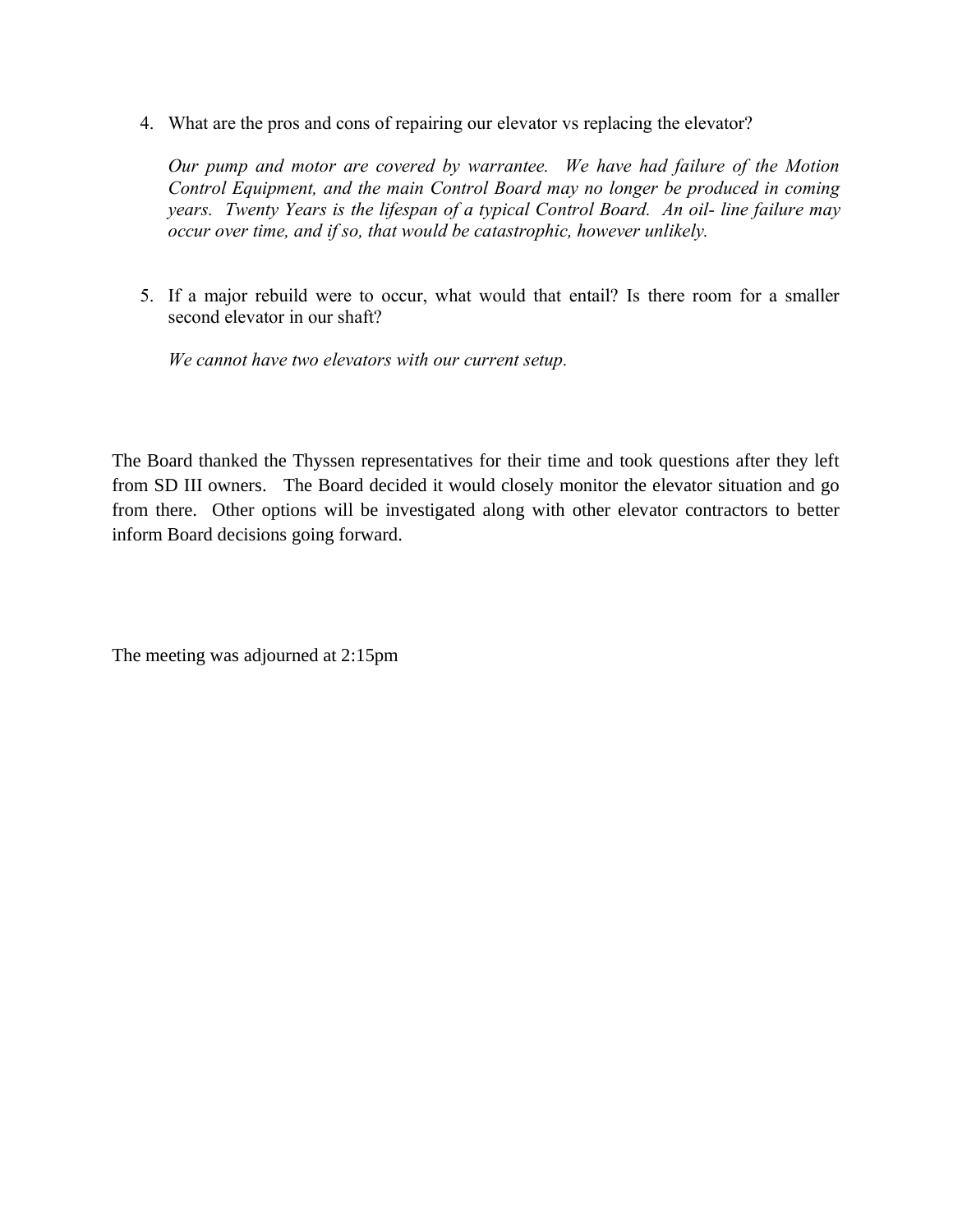4. What are the pros and cons of repairing our elevator vs replacing the elevator?

   *Our pump and motor are covered by warrantee. We have had failure of the Motion Control Equipment, and the main Control Board may no longer be produced in coming years. Twenty Years is the lifespan of a typical Control Board. An oil- line failure may occur over time, and if so, that would be catastrophic, however unlikely.*

5. If a major rebuild were to occur, what would that entail? Is there room for a smaller second elevator in our shaft?

   *We cannot have two elevators with our current setup.*

The Board thanked the Thyssen representatives for their time and took questions after they left from SD III owners. The Board decided it would closely monitor the elevator situation and go from there. Other options will be investigated along with other elevator contractors to better inform Board decisions going forward.

The meeting was adjourned at 2:15pm